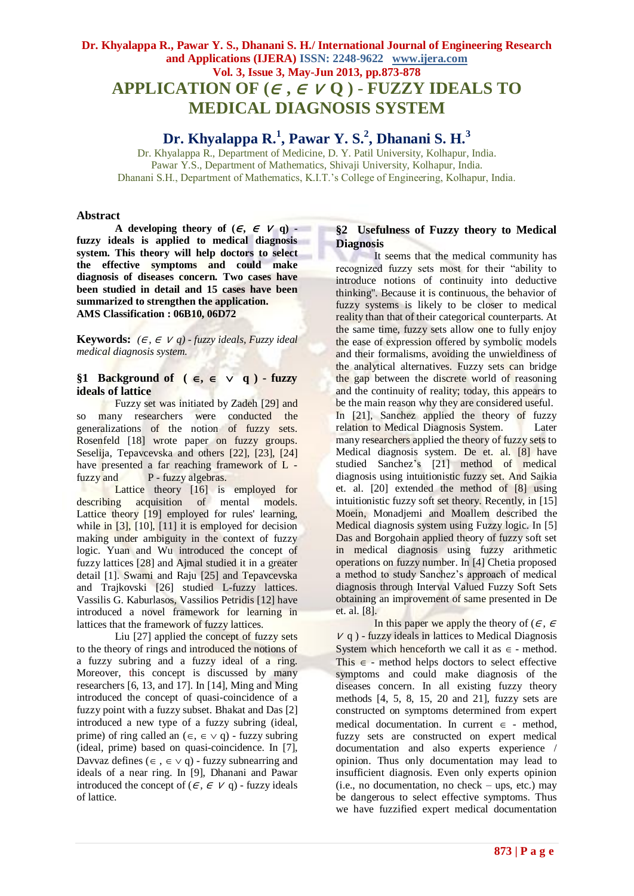# APPLICATION OF $(\in, \in \vee q)$ - FUZZY IDEALS TO MEDICAL DIAGNOSIS SYSTEM

## Dr. Khyalappa R.[1], Pawar Y. S.[2], Dhanani S. H.[3]

Dr. Khyalappa R., Department of Medicine, D. Y. Patil University, Kolhapur, India.
Pawar Y.S., Department of Mathematics, Shivaji University, Kolhapur, India.
Dhanani S.H., Department of Mathematics, K.I.T.'s College of Engineering, Kolhapur, India.

### Abstract

**A developing theory of $(\in, \in \vee q)$ - fuzzy ideals is applied to medical diagnosis system. This theory will help doctors to select the effective symptoms and could make diagnosis of diseases concern. Two cases have been studied in detail and 15 cases have been summarized to strengthen the application.**
**AMS Classification : 06B10, 06D72**

**Keywords:** *$(\in, \in \vee q)$ - fuzzy ideals, Fuzzy ideal medical diagnosis system.*

### §1 Background of $(\in, \in \vee q)$ - fuzzy ideals of lattice

Fuzzy set was initiated by Zadeh [29] and so many researchers were conducted the generalizations of the notion of fuzzy sets. Rosenfeld [18] wrote paper on fuzzy groups. Seselija, Tepavcevska and others [22], [23], [24] have presented a far reaching framework of L - fuzzy and P - fuzzy algebras.

Lattice theory [16] is employed for describing acquisition of mental models. Lattice theory [19] employed for rules' learning, while in [3], [10], [11] it is employed for decision making under ambiguity in the context of fuzzy logic. Yuan and Wu introduced the concept of fuzzy lattices [28] and Ajmal studied it in a greater detail [1]. Swami and Raju [25] and Tepavcevska and Trajkovski [26] studied L-fuzzy lattices. Vassilis G. Kaburlasos, Vassilios Petridis [12] have introduced a novel framework for learning in lattices that the framework of fuzzy lattices.

Liu [27] applied the concept of fuzzy sets to the theory of rings and introduced the notions of a fuzzy subring and a fuzzy ideal of a ring. Moreover, this concept is discussed by many researchers [6, 13, and 17]. In [14], Ming and Ming introduced the concept of quasi-coincidence of a fuzzy point with a fuzzy subset. Bhakat and Das [2] introduced a new type of a fuzzy subring (ideal, prime) of ring called an $(\in, \in \vee q)$ - fuzzy subring (ideal, prime) based on quasi-coincidence. In [7], Davvaz defines $(\in, \in \vee q)$ - fuzzy subnearring and ideals of a near ring. In [9], Dhanani and Pawar introduced the concept of $(\in, \in \vee q)$ - fuzzy ideals of lattice.

### §2 Usefulness of Fuzzy theory to Medical Diagnosis

It seems that the medical community has recognized fuzzy sets most for their "ability to introduce notions of continuity into deductive thinking". Because it is continuous, the behavior of fuzzy systems is likely to be closer to medical reality than that of their categorical counterparts. At the same time, fuzzy sets allow one to fully enjoy the ease of expression offered by symbolic models and their formalisms, avoiding the unwieldiness of the analytical alternatives. Fuzzy sets can bridge the gap between the discrete world of reasoning and the continuity of reality; today, this appears to be the main reason why they are considered useful.

In [21], Sanchez applied the theory of fuzzy relation to Medical Diagnosis System. Later many researchers applied the theory of fuzzy sets to Medical diagnosis system. De et. al. [8] have studied Sanchez's [21] method of medical diagnosis using intuitionistic fuzzy set. And Saikia et. al. [20] extended the method of [8] using intuitionistic fuzzy soft set theory. Recently, in [15] Moein, Monadjemi and Moallem described the Medical diagnosis system using Fuzzy logic. In [5] Das and Borgohain applied theory of fuzzy soft set in medical diagnosis using fuzzy arithmetic operations on fuzzy number. In [4] Chetia proposed a method to study Sanchez's approach of medical diagnosis through Interval Valued Fuzzy Soft Sets obtaining an improvement of same presented in De et. al. [8].

In this paper we apply the theory of $(\in, \in \vee q)$ - fuzzy ideals in lattices to Medical Diagnosis System which henceforth we call it as $\in$ - method. This $\in$ - method helps doctors to select effective symptoms and could make diagnosis of the diseases concern. In all existing fuzzy theory methods [4, 5, 8, 15, 20 and 21], fuzzy sets are constructed on symptoms determined from expert medical documentation. In current $\in$ - method, fuzzy sets are constructed on expert medical documentation and also experts experience / opinion. Thus only documentation may lead to insufficient diagnosis. Even only experts opinion (i.e., no documentation, no check – ups, etc.) may be dangerous to select effective symptoms. Thus we have fuzzified expert medical documentation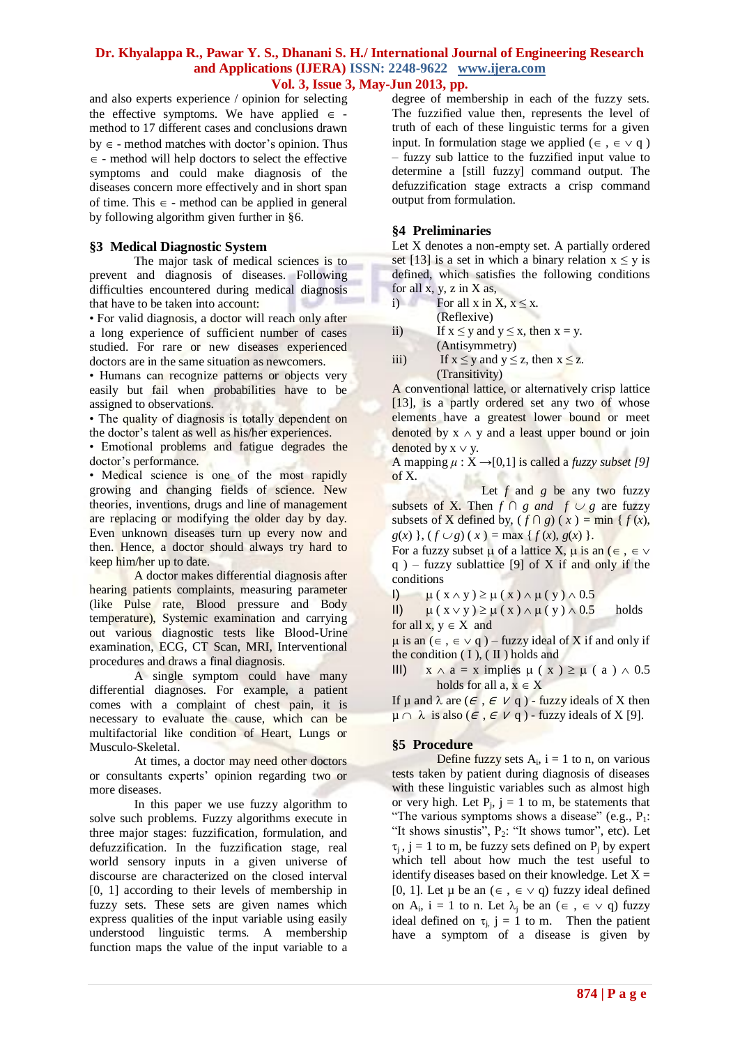and also experts experience / opinion for selecting the effective symptoms. We have applied $\in$ - method to 17 different cases and conclusions drawn by $\in$ - method matches with doctor's opinion. Thus $\in$ - method will help doctors to select the effective symptoms and could make diagnosis of the diseases concern more effectively and in short span of time. This $\in$ - method can be applied in general by following algorithm given further in §6.

## §3 Medical Diagnostic System

The major task of medical sciences is to prevent and diagnosis of diseases. Following difficulties encountered during medical diagnosis that have to be taken into account:

- For valid diagnosis, a doctor will reach only after a long experience of sufficient number of cases studied. For rare or new diseases experienced doctors are in the same situation as newcomers.
- Humans can recognize patterns or objects very easily but fail when probabilities have to be assigned to observations.
- The quality of diagnosis is totally dependent on the doctor's talent as well as his/her experiences.
- Emotional problems and fatigue degrades the doctor's performance.
- Medical science is one of the most rapidly growing and changing fields of science. New theories, inventions, drugs and line of management are replacing or modifying the older day by day. Even unknown diseases turn up every now and then. Hence, a doctor should always try hard to keep him/her up to date.

A doctor makes differential diagnosis after hearing patients complaints, measuring parameter (like Pulse rate, Blood pressure and Body temperature), Systemic examination and carrying out various diagnostic tests like Blood-Urine examination, ECG, CT Scan, MRI, Interventional procedures and draws a final diagnosis.

A single symptom could have many differential diagnoses. For example, a patient comes with a complaint of chest pain, it is necessary to evaluate the cause, which can be multifactorial like condition of Heart, Lungs or Musculo-Skeletal.

At times, a doctor may need other doctors or consultants experts' opinion regarding two or more diseases.

In this paper we use fuzzy algorithm to solve such problems. Fuzzy algorithms execute in three major stages: fuzzification, formulation, and defuzzification. In the fuzzification stage, real world sensory inputs in a given universe of discourse are characterized on the closed interval [0, 1] according to their levels of membership in fuzzy sets. These sets are given names which express qualities of the input variable using easily understood linguistic terms. A membership function maps the value of the input variable to a degree of membership in each of the fuzzy sets. The fuzzified value then, represents the level of truth of each of these linguistic terms for a given input. In formulation stage we applied $(\in , \in \vee q)$ – fuzzy sub lattice to the fuzzified input value to determine a [still fuzzy] command output. The defuzzification stage extracts a crisp command output from formulation.

## §4 Preliminaries

Let X denotes a non-empty set. A partially ordered set [13] is a set in which a binary relation $x \leq y$ is defined, which satisfies the following conditions for all x, y, z in X as,

i) For all x in X, $x \leq x$. (Reflexive)

ii) If $x \leq y$ and $y \leq x$, then $x = y$. (Antisymmetry)

iii) If $x \leq y$ and $y \leq z$, then $x \leq z$. (Transitivity)

A conventional lattice, or alternatively crisp lattice [13], is a partly ordered set any two of whose elements have a greatest lower bound or meet denoted by $x \wedge y$ and a least upper bound or join denoted by $x \vee y$.

A mapping $\mu : X \rightarrow [0,1]$ is called a *fuzzy subset [9]* of X.

Let $f$ and $g$ be any two fuzzy subsets of X. Then $f \cap g$ *and* $f \cup g$ are fuzzy subsets of X defined by, $(f \cap g)(x) = \min \{ f(x), g(x) \}$, $(f \cup g)(x) = \max \{ f(x), g(x) \}$.

For a fuzzy subset μ of a lattice X, μ is an $(\in , \in \vee q)$ – fuzzy sublattice [9] of X if and only if the conditions

I) $\mu(x \wedge y) \geq \mu(x) \wedge \mu(y) \wedge 0.5$

II) $\mu(x \vee y) \geq \mu(x) \wedge \mu(y) \wedge 0.5$ holds

for all $x, y \in X$ and

μ is an $(\in , \in \vee q)$ – fuzzy ideal of X if and only if the condition ( I ), ( II ) holds and

III) $x \wedge a = x$ implies $\mu(x) \geq \mu(a) \wedge 0.5$ holds for all $a, x \in X$

If μ and λ are $(\in , \in \vee q)$ - fuzzy ideals of X then $\mu \cap \lambda$ is also $(\in , \in \vee q)$ - fuzzy ideals of X [9].

## §5 Procedure

Define fuzzy sets $A_i$, i = 1 to n, on various tests taken by patient during diagnosis of diseases with these linguistic variables such as almost high or very high. Let $P_j$, j = 1 to m, be statements that "The various symptoms shows a disease" (e.g., $P_1$: "It shows sinustis", $P_2$: "It shows tumor", etc). Let $\tau_j$, j = 1 to m, be fuzzy sets defined on $P_j$ by expert which tell about how much the test useful to identify diseases based on their knowledge. Let X = [0, 1]. Let μ be an $(\in , \in \vee q)$ fuzzy ideal defined on $A_i$, i = 1 to n. Let $\lambda_j$ be an $(\in , \in \vee q)$ fuzzy ideal defined on $\tau_j$, j = 1 to m. Then the patient have a symptom of a disease is given by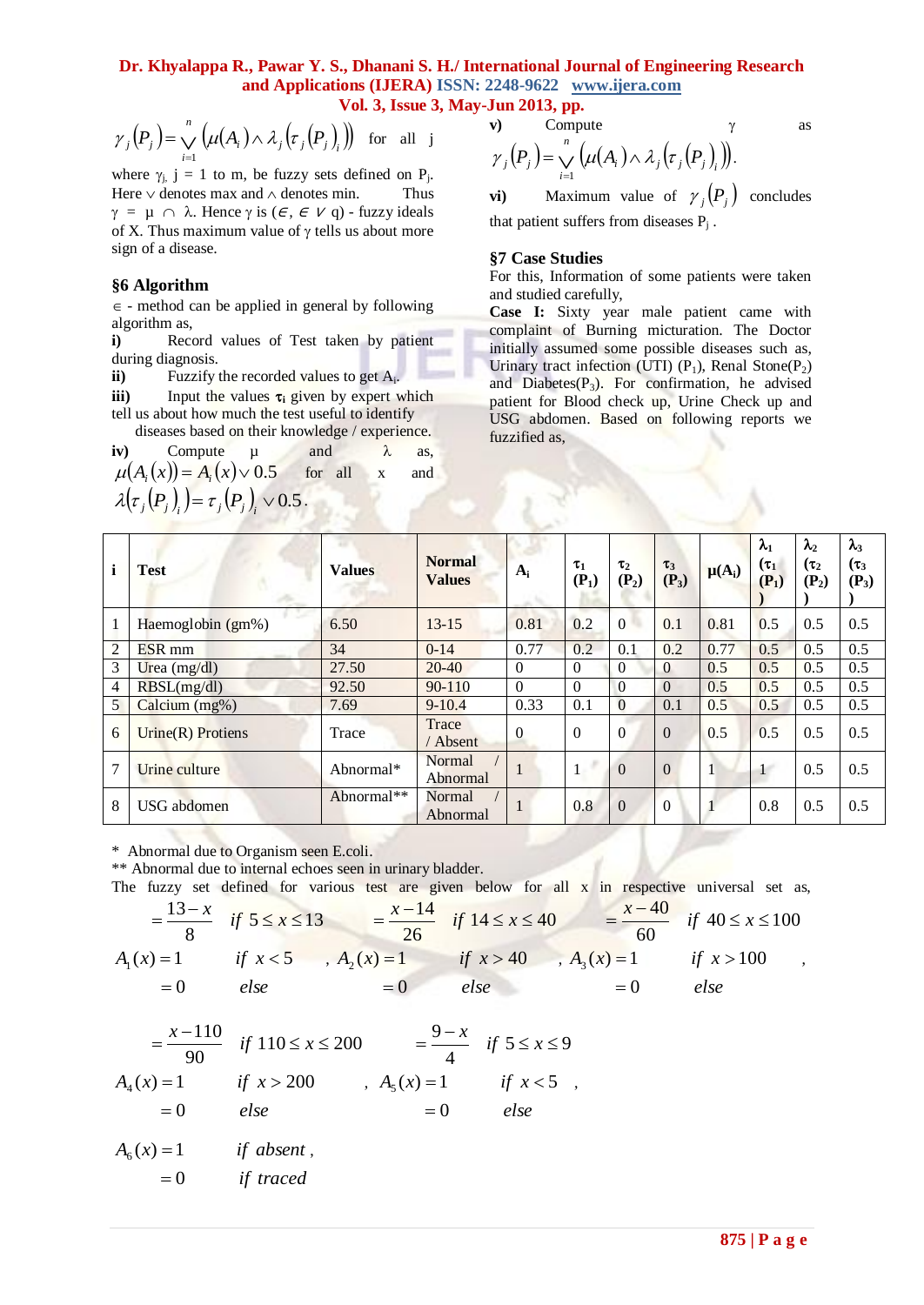$$\gamma_j(P_j) = \bigvee_{i=1}^{n} \left(\mu(A_i) \wedge \lambda_j\left(\tau_j(P_j)_i\right)\right) \quad \text{for all } j$$

where $\gamma_j$, j = 1 to m, be fuzzy sets defined on $P_j$. Here $\vee$ denotes max and $\wedge$ denotes min. Thus $\gamma = \mu \cap \lambda$. Hence $\gamma$ is ($\in$, $\in \vee$ q) - fuzzy ideals of X. Thus maximum value of $\gamma$ tells us about more sign of a disease.

## §6 Algorithm

$\in$ - method can be applied in general by following algorithm as,

**i)** Record values of Test taken by patient during diagnosis.

**ii)** Fuzzify the recorded values to get $A_i$.

**iii)** Input the values $\tau_i$ given by expert which tell us about how much the test useful to identify diseases based on their knowledge / experience.

**iv)** Compute $\mu$ and $\lambda$ as, $\mu(A_i(x)) = A_i(x) \vee 0.5$ for all x and $\lambda(\tau_j(P_j)_i) = \tau_j(P_j)_i \vee 0.5$.

**v)** Compute $\gamma$ as

$$\gamma_j(P_j) = \bigvee_{i=1}^{n} \left(\mu(A_i) \wedge \lambda_j\left(\tau_j(P_j)_i\right)\right).$$

**vi)** Maximum value of $\gamma_j(P_j)$ concludes that patient suffers from diseases $P_j$.

## §7 Case Studies

For this, Information of some patients were taken and studied carefully,

**Case I:** Sixty year male patient came with complaint of Burning micturation. The Doctor initially assumed some possible diseases such as, Urinary tract infection (UTI) ($P_1$), Renal Stone($P_2$) and Diabetes($P_3$). For confirmation, he advised patient for Blood check up, Urine Check up and USG abdomen. Based on following reports we fuzzified as,

| i | Test | Values | Normal Values | $A_i$ | $\tau_1$ ($P_1$) | $\tau_2$ ($P_2$) | $\tau_3$ ($P_3$) | $\mu(A_i)$ | $\lambda_1$ ($\tau_1$ ($P_1$)) | $\lambda_2$ ($\tau_2$ ($P_2$)) | $\lambda_3$ ($\tau_3$ ($P_3$)) |
|---|---|---|---|---|---|---|---|---|---|---|---|
| 1 | Haemoglobin (gm%) | 6.50 | 13-15 | 0.81 | 0.2 | 0 | 0.1 | 0.81 | 0.5 | 0.5 | 0.5 |
| 2 | ESR mm | 34 | 0-14 | 0.77 | 0.2 | 0.1 | 0.2 | 0.77 | 0.5 | 0.5 | 0.5 |
| 3 | Urea (mg/dl) | 27.50 | 20-40 | 0 | 0 | 0 | 0 | 0.5 | 0.5 | 0.5 | 0.5 |
| 4 | RBSL(mg/dl) | 92.50 | 90-110 | 0 | 0 | 0 | 0 | 0.5 | 0.5 | 0.5 | 0.5 |
| 5 | Calcium (mg%) | 7.69 | 9-10.4 | 0.33 | 0.1 | 0 | 0.1 | 0.5 | 0.5 | 0.5 | 0.5 |
| 6 | Urine(R) Protiens | Trace | Trace / Absent | 0 | 0 | 0 | 0 | 0.5 | 0.5 | 0.5 | 0.5 |
| 7 | Urine culture | Abnormal* | Normal / Abnormal | 1 | 1 | 0 | 0 | 1 | 1 | 0.5 | 0.5 |
| 8 | USG abdomen | Abnormal** | Normal / Abnormal | 1 | 0.8 | 0 | 0 | 1 | 0.8 | 0.5 | 0.5 |

\* Abnormal due to Organism seen E.coli.

\*\* Abnormal due to internal echoes seen in urinary bladder.

The fuzzy set defined for various test are given below for all x in respective universal set as,

$$A_1(x) = \begin{cases} \dfrac{13-x}{8} & \text{if } 5 \le x \le 13 \\ 1 & \text{if } x < 5 \\ 0 & \text{else} \end{cases}, \quad A_2(x) = \begin{cases} \dfrac{x-14}{26} & \text{if } 14 \le x \le 40 \\ 1 & \text{if } x > 40 \\ 0 & \text{else} \end{cases}, \quad A_3(x) = \begin{cases} \dfrac{x-40}{60} & \text{if } 40 \le x \le 100 \\ 1 & \text{if } x > 100 \\ 0 & \text{else} \end{cases},$$

$$A_4(x) = \begin{cases} \dfrac{x-110}{90} & \text{if } 110 \le x \le 200 \\ 1 & \text{if } x > 200 \\ 0 & \text{else} \end{cases}, \quad A_5(x) = \begin{cases} \dfrac{9-x}{4} & \text{if } 5 \le x \le 9 \\ 1 & \text{if } x < 5 \\ 0 & \text{else} \end{cases},$$

$$A_6(x) = \begin{cases} 1 & \text{if absent}, \\ 0 & \text{if traced} \end{cases}$$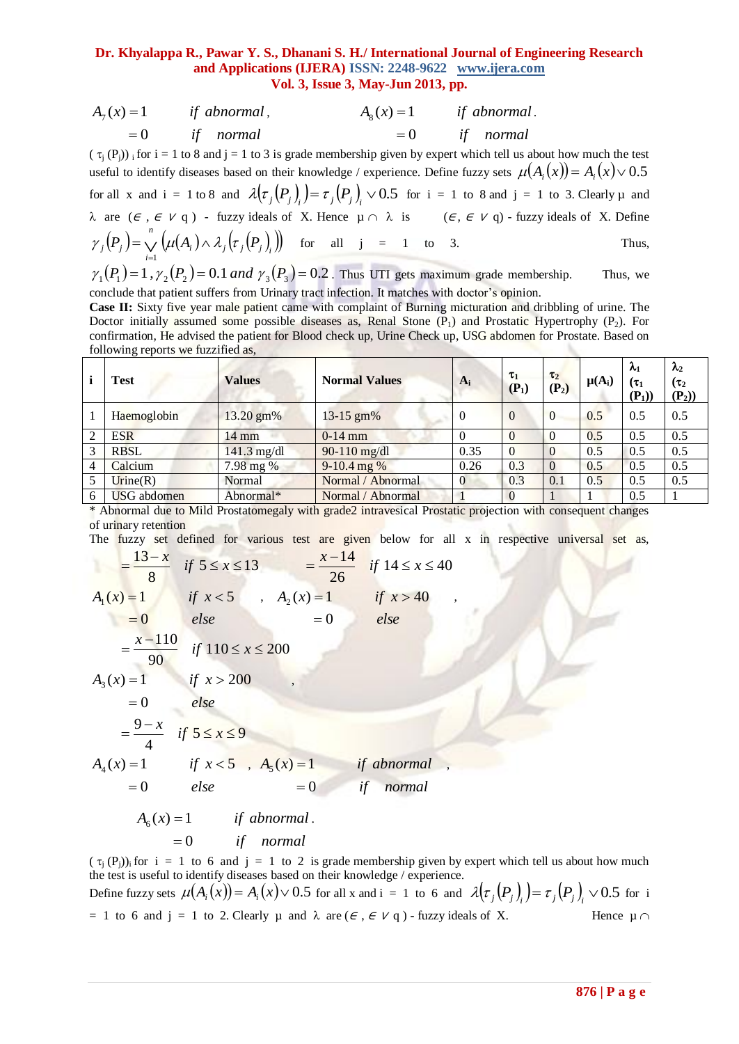$$A_7(x) = 1 \quad if\ abnormal, \qquad A_8(x) = 1 \quad if\ abnormal.$$
$$= 0 \quad if\ \ normal \qquad\qquad = 0 \quad if\ \ normal$$

( $\tau_j(P_j))_i$ for i = 1 to 8 and j = 1 to 3 is grade membership given by expert which tell us about how much the test useful to identify diseases based on their knowledge / experience. Define fuzzy sets $\mu(A_i(x)) = A_i(x) \vee 0.5$ for all x and i = 1 to 8 and $\lambda(\tau_j(P_j)_i) = \tau_j(P_j)_i \vee 0.5$ for i = 1 to 8 and j = 1 to 3. Clearly μ and λ are ($\in$, $\in \vee$ q) - fuzzy ideals of X. Hence μ ∩ λ is ($\in$, $\in \vee$ q) - fuzzy ideals of X. Define $\gamma_j(P_j) = \bigvee_{i=1}^{n} \left(\mu(A_i) \wedge \lambda_j(\tau_j(P_j)_i)\right)$ for all j = 1 to 3. Thus, $\gamma_1(P_1) = 1, \gamma_2(P_2) = 0.1$ and $\gamma_3(P_3) = 0.2$. Thus UTI gets maximum grade membership. Thus, we conclude that patient suffers from Urinary tract infection. It matches with doctor's opinion.

**Case II:** Sixty five year male patient came with complaint of Burning micturation and dribbling of urine. The Doctor initially assumed some possible diseases as, Renal Stone ($P_1$) and Prostatic Hypertrophy ($P_2$). For confirmation, He advised the patient for Blood check up, Urine Check up, USG abdomen for Prostate. Based on following reports we fuzzified as,

| i | Test | Values | Normal Values | $A_i$ | $\tau_1$ ($P_1$) | $\tau_2$ ($P_2$) | $\mu(A_i)$ | $\lambda_1$ ($\tau_1$ ($P_1$)) | $\lambda_2$ ($\tau_2$ ($P_2$)) |
|---|---|---|---|---|---|---|---|---|---|
| 1 | Haemoglobin | 13.20 gm% | 13-15 gm% | 0 | 0 | 0 | 0.5 | 0.5 | 0.5 |
| 2 | ESR | 14 mm | 0-14 mm | 0 | 0 | 0 | 0.5 | 0.5 | 0.5 |
| 3 | RBSL | 141.3 mg/dl | 90-110 mg/dl | 0.35 | 0 | 0 | 0.5 | 0.5 | 0.5 |
| 4 | Calcium | 7.98 mg % | 9-10.4 mg % | 0.26 | 0.3 | 0 | 0.5 | 0.5 | 0.5 |
| 5 | Urine(R) | Normal | Normal / Abnormal | 0 | 0.3 | 0.1 | 0.5 | 0.5 | 0.5 |
| 6 | USG abdomen | Abnormal* | Normal / Abnormal | 1 | 0 | 1 | 1 | 0.5 | 1 |

\* Abnormal due to Mild Prostatomegaly with grade2 intravesical Prostatic projection with consequent changes of urinary retention

The fuzzy set defined for various test are given below for all x in respective universal set as,

$$A_1(x) = \begin{cases} \dfrac{13-x}{8} & if\ 5 \le x \le 13 \\ 1 & if\ x < 5 \\ 0 & else \end{cases}, \quad A_2(x) = \begin{cases} \dfrac{x-14}{26} & if\ 14 \le x \le 40 \\ 1 & if\ x > 40 \\ 0 & else \end{cases},$$

$$A_3(x) = \begin{cases} \dfrac{x-110}{90} & if\ 110 \le x \le 200 \\ 1 & if\ x > 200 \\ 0 & else \end{cases},$$

$$A_4(x) = \begin{cases} \dfrac{9-x}{4} & if\ 5 \le x \le 9 \\ 1 & if\ x < 5 \\ 0 & else \end{cases}, \quad A_5(x) = \begin{cases} 1 & if\ abnormal \\ 0 & if\ \ normal \end{cases},$$

$$A_6(x) = \begin{cases} 1 & if\ abnormal. \\ 0 & if\ \ normal \end{cases}$$

( $\tau_j(P_j))_i$ for i = 1 to 6 and j = 1 to 2 is grade membership given by expert which tell us about how much the test is useful to identify diseases based on their knowledge / experience.

Define fuzzy sets $\mu(A_i(x)) = A_i(x) \vee 0.5$ for all x and i = 1 to 6 and $\lambda(\tau_j(P_j)_i) = \tau_j(P_j)_i \vee 0.5$ for i = 1 to 6 and j = 1 to 2. Clearly μ and λ are ($\in$, $\in \vee$ q) - fuzzy ideals of X. Hence μ ∩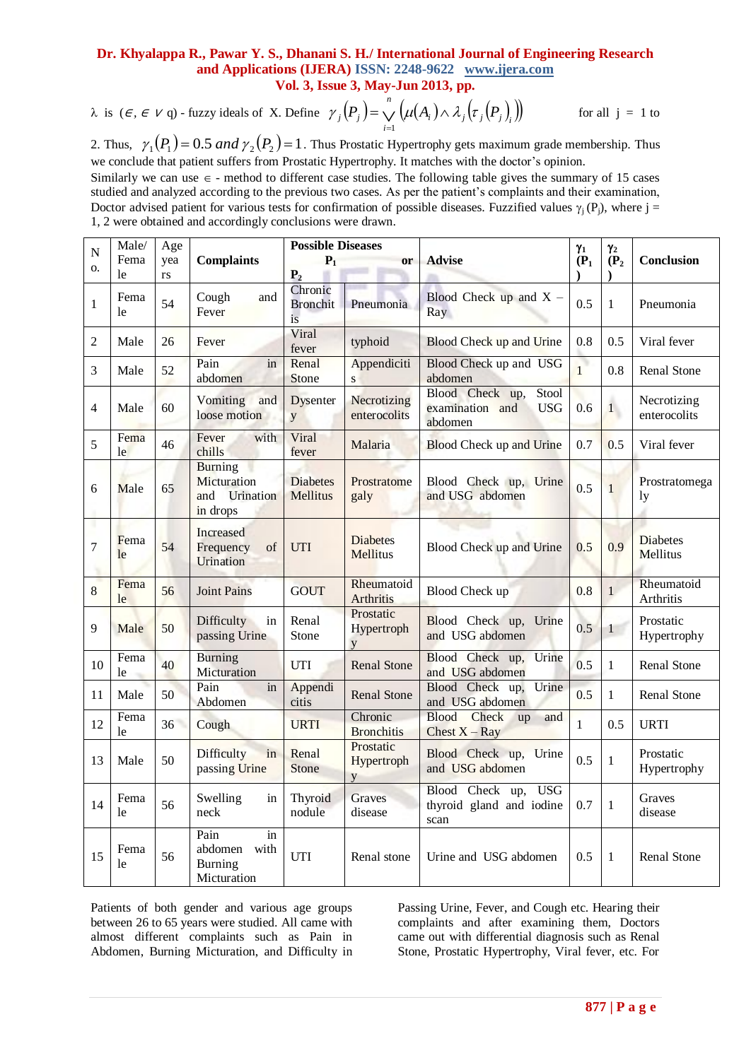λ is (∈, ∈ ∨ q) - fuzzy ideals of X. Define $\gamma_j(P_j) = \bigvee_{i=1}^{n} \left( \mu(A_i) \wedge \lambda_j \left( \tau_j (P_j)_i \right) \right)$ for all j = 1 to 2. Thus, $\gamma_1(P_1) = 0.5$ and $\gamma_2(P_2) = 1$. Thus Prostatic Hypertrophy gets maximum grade membership. Thus we conclude that patient suffers from Prostatic Hypertrophy. It matches with the doctor's opinion.

Similarly we can use ∈ - method to different case studies. The following table gives the summary of 15 cases studied and analyzed according to the previous two cases. As per the patient's complaints and their examination, Doctor advised patient for various tests for confirmation of possible diseases. Fuzzified values $\gamma_j(P_j)$, where j = 1, 2 were obtained and accordingly conclusions were drawn.

| No. | Male/ Female | Age years | Complaints | Possible Diseases $P_1$ | or $P_2$ | Advise | $\gamma_1$ ($P_1$) | $\gamma_2$ ($P_2$) | Conclusion |
|---|---|---|---|---|---|---|---|---|---|
| 1 | Female | 54 | Cough and Fever | Chronic Bronchitis | Pneumonia | Blood Check up and X – Ray | 0.5 | 1 | Pneumonia |
| 2 | Male | 26 | Fever | Viral fever | typhoid | Blood Check up and Urine | 0.8 | 0.5 | Viral fever |
| 3 | Male | 52 | Pain in abdomen | Renal Stone | Appendicitis | Blood Check up and USG abdomen | 1 | 0.8 | Renal Stone |
| 4 | Male | 60 | Vomiting and loose motion | Dysentery | Necrotizing enterocolits | Blood Check up, Stool examination and USG abdomen | 0.6 | 1 | Necrotizing enterocolits |
| 5 | Female | 46 | Fever with chills | Viral fever | Malaria | Blood Check up and Urine | 0.7 | 0.5 | Viral fever |
| 6 | Male | 65 | Burning Micturation and Urination in drops | Diabetes Mellitus | Prostratomegaly | Blood Check up, Urine and USG abdomen | 0.5 | 1 | Prostratomegaly |
| 7 | Female | 54 | Increased Frequency of Urination | UTI | Diabetes Mellitus | Blood Check up and Urine | 0.5 | 0.9 | Diabetes Mellitus |
| 8 | Female | 56 | Joint Pains | GOUT | Rheumatoid Arthritis | Blood Check up | 0.8 | 1 | Rheumatoid Arthritis |
| 9 | Male | 50 | Difficulty in passing Urine | Renal Stone | Prostatic Hypertrophy | Blood Check up, Urine and USG abdomen | 0.5 | 1 | Prostatic Hypertrophy |
| 10 | Female | 40 | Burning Micturation | UTI | Renal Stone | Blood Check up, Urine and USG abdomen | 0.5 | 1 | Renal Stone |
| 11 | Male | 50 | Pain in Abdomen | Appendicitis | Renal Stone | Blood Check up, Urine and USG abdomen | 0.5 | 1 | Renal Stone |
| 12 | Female | 36 | Cough | URTI | Chronic Bronchitis | Blood Check up and Chest X – Ray | 1 | 0.5 | URTI |
| 13 | Male | 50 | Difficulty in passing Urine | Renal Stone | Prostatic Hypertrophy | Blood Check up, Urine and USG abdomen | 0.5 | 1 | Prostatic Hypertrophy |
| 14 | Female | 56 | Swelling in neck | Thyroid nodule | Graves disease | Blood Check up, USG thyroid gland and iodine scan | 0.7 | 1 | Graves disease |
| 15 | Female | 56 | Pain in abdomen with Burning Micturation | UTI | Renal stone | Urine and USG abdomen | 0.5 | 1 | Renal Stone |

Patients of both gender and various age groups between 26 to 65 years were studied. All came with almost different complaints such as Pain in Abdomen, Burning Micturation, and Difficulty in Passing Urine, Fever, and Cough etc. Hearing their complaints and after examining them, Doctors came out with differential diagnosis such as Renal Stone, Prostatic Hypertrophy, Viral fever, etc. For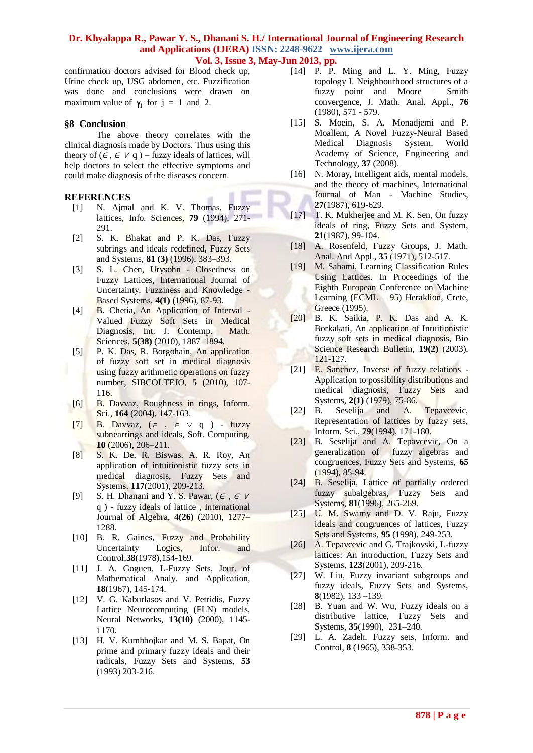confirmation doctors advised for Blood check up, Urine check up, USG abdomen, etc. Fuzzification was done and conclusions were drawn on maximum value of $\gamma_j$ for j = 1 and 2.

## §8 Conclusion

The above theory correlates with the clinical diagnosis made by Doctors. Thus using this theory of ($\in$, $\in \vee$ q ) – fuzzy ideals of lattices, will help doctors to select the effective symptoms and could make diagnosis of the diseases concern.

## REFERENCES

[1] N. Ajmal and K. V. Thomas, Fuzzy lattices, Info. Sciences, **79** (1994), 271-291.

[2] S. K. Bhakat and P. K. Das, Fuzzy subrings and ideals redefined, Fuzzy Sets and Systems, **81 (3)** (1996), 383–393.

[3] S. L. Chen, Urysohn - Closedness on Fuzzy Lattices, International Journal of Uncertainty, Fuzziness and Knowledge - Based Systems, **4(1)** (1996), 87-93.

[4] B. Chetia, An Application of Interval - Valued Fuzzy Soft Sets in Medical Diagnosis, Int. J. Contemp. Math. Sciences, **5(38)** (2010), 1887–1894.

[5] P. K. Das, R. Borgohain, An application of fuzzy soft set in medical diagnosis using fuzzy arithmetic operations on fuzzy number, SIBCOLTEJO, **5** (2010), 107-116.

[6] B. Davvaz, Roughness in rings, Inform. Sci., **164** (2004), 147-163.

[7] B. Davvaz, ($\in$ , $\in \vee$ q ) - fuzzy subnearrings and ideals, Soft. Computing, **10** (2006), 206–211.

[8] S. K. De, R. Biswas, A. R. Roy, An application of intuitionistic fuzzy sets in medical diagnosis, Fuzzy Sets and Systems, **117**(2001), 209-213.

[9] S. H. Dhanani and Y. S. Pawar, ($\in$ , $\in \vee$ q ) - fuzzy ideals of lattice , International Journal of Algebra, **4(26)** (2010), 1277–1288.

[10] B. R. Gaines, Fuzzy and Probability Uncertainty Logics, Infor. and Control,**38**(1978),154-169.

[11] J. A. Goguen, L-Fuzzy Sets, Jour. of Mathematical Analy. and Application, **18**(1967), 145-174.

[12] V. G. Kaburlasos and V. Petridis, Fuzzy Lattice Neurocomputing (FLN) models, Neural Networks, **13(10)** (2000), 1145-1170.

[13] H. V. Kumbhojkar and M. S. Bapat, On prime and primary fuzzy ideals and their radicals, Fuzzy Sets and Systems, **53** (1993) 203-216.

[14] P. P. Ming and L. Y. Ming, Fuzzy topology I. Neighbourhood structures of a fuzzy point and Moore – Smith convergence, J. Math. Anal. Appl., **76** (1980), 571 - 579.

[15] S. Moein, S. A. Monadjemi and P. Moallem, A Novel Fuzzy-Neural Based Medical Diagnosis System, World Academy of Science, Engineering and Technology, **37** (2008).

[16] N. Moray, Intelligent aids, mental models, and the theory of machines, International Journal of Man - Machine Studies, **27**(1987), 619-629.

[17] T. K. Mukherjee and M. K. Sen, On fuzzy ideals of ring, Fuzzy Sets and System, **21**(1987), 99-104.

[18] A. Rosenfeld, Fuzzy Groups, J. Math. Anal. And Appl., **35** (1971), 512-517.

[19] M. Sahami, Learning Classification Rules Using Lattices. In Proceedings of the Eighth European Conference on Machine Learning (ECML – 95) Heraklion, Crete, Greece (1995).

[20] B. K. Saikia, P. K. Das and A. K. Borkakati, An application of Intuitionistic fuzzy soft sets in medical diagnosis, Bio Science Research Bulletin, **19(2)** (2003), 121-127.

[21] E. Sanchez, Inverse of fuzzy relations - Application to possibility distributions and medical diagnosis, Fuzzy Sets and Systems, **2(1)** (1979), 75-86.

[22] B. Seselija and A. Tepavcevic, Representation of lattices by fuzzy sets, Inform. Sci., **79**(1994), 171-180.

[23] B. Seselija and A. Tepavcevic, On a generalization of fuzzy algebras and congruences, Fuzzy Sets and Systems, **65** (1994), 85-94.

[24] B. Seselija, Lattice of partially ordered fuzzy subalgebras, Fuzzy Sets and Systems, **81**(1996), 265-269.

[25] U. M. Swamy and D. V. Raju, Fuzzy ideals and congruences of lattices, Fuzzy Sets and Systems, **95** (1998), 249-253.

[26] A. Tepavcevic and G. Trajkovski, L-fuzzy lattices: An introduction, Fuzzy Sets and Systems, **123**(2001), 209-216.

[27] W. Liu, Fuzzy invariant subgroups and fuzzy ideals, Fuzzy Sets and Systems, **8**(1982), 133 –139.

[28] B. Yuan and W. Wu, Fuzzy ideals on a distributive lattice, Fuzzy Sets and Systems, **35**(1990), 231–240.

[29] L. A. Zadeh, Fuzzy sets, Inform. and Control, **8** (1965), 338-353.